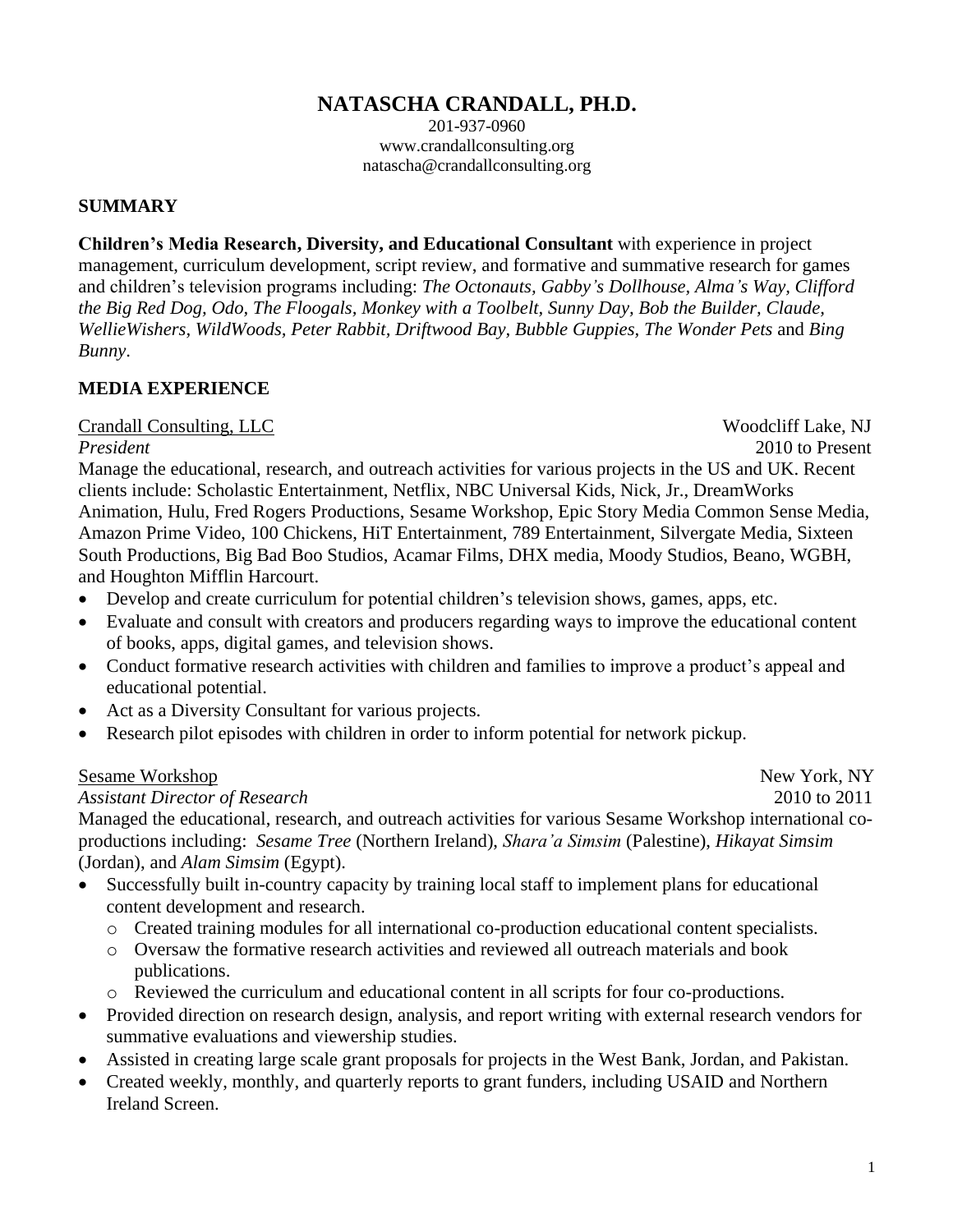# NATASCHA CRANDALL, PH.D.

201-937-0960
www.crandallconsulting.org
natascha@crandallconsulting.org

## SUMMARY

**Children's Media Research, Diversity, and Educational Consultant** with experience in project management, curriculum development, script review, and formative and summative research for games and children's television programs including: *The Octonauts, Gabby's Dollhouse, Alma's Way, Clifford the Big Red Dog, Odo, The Floogals, Monkey with a Toolbelt, Sunny Day, Bob the Builder, Claude, WellieWishers, WildWoods, Peter Rabbit, Driftwood Bay, Bubble Guppies, The Wonder Pets* and *Bing Bunny*.

## MEDIA EXPERIENCE

Crandall Consulting, LLC — Woodcliff Lake, NJ
*President* — 2010 to Present

Manage the educational, research, and outreach activities for various projects in the US and UK. Recent clients include: Scholastic Entertainment, Netflix, NBC Universal Kids, Nick, Jr., DreamWorks Animation, Hulu, Fred Rogers Productions, Sesame Workshop, Epic Story Media Common Sense Media, Amazon Prime Video, 100 Chickens, HiT Entertainment, 789 Entertainment, Silvergate Media, Sixteen South Productions, Big Bad Boo Studios, Acamar Films, DHX media, Moody Studios, Beano, WGBH, and Houghton Mifflin Harcourt.

- Develop and create curriculum for potential children's television shows, games, apps, etc.
- Evaluate and consult with creators and producers regarding ways to improve the educational content of books, apps, digital games, and television shows.
- Conduct formative research activities with children and families to improve a product's appeal and educational potential.
- Act as a Diversity Consultant for various projects.
- Research pilot episodes with children in order to inform potential for network pickup.

Sesame Workshop — New York, NY
*Assistant Director of Research* — 2010 to 2011

Managed the educational, research, and outreach activities for various Sesame Workshop international co-productions including: *Sesame Tree* (Northern Ireland), *Shara'a Simsim* (Palestine), *Hikayat Simsim* (Jordan), and *Alam Simsim* (Egypt).

- Successfully built in-country capacity by training local staff to implement plans for educational content development and research.
  - Created training modules for all international co-production educational content specialists.
  - Oversaw the formative research activities and reviewed all outreach materials and book publications.
  - Reviewed the curriculum and educational content in all scripts for four co-productions.
- Provided direction on research design, analysis, and report writing with external research vendors for summative evaluations and viewership studies.
- Assisted in creating large scale grant proposals for projects in the West Bank, Jordan, and Pakistan.
- Created weekly, monthly, and quarterly reports to grant funders, including USAID and Northern Ireland Screen.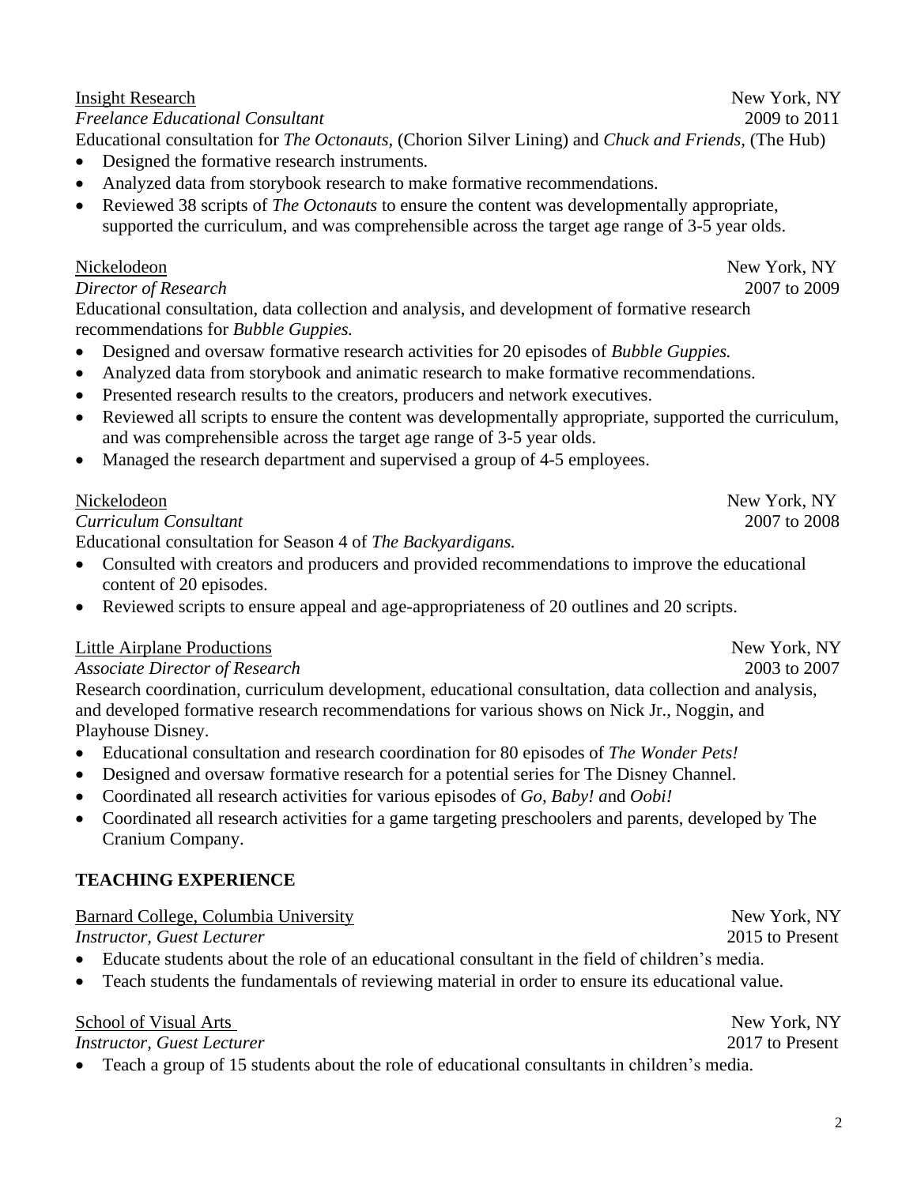Insight Research — New York, NY
*Freelance Educational Consultant* — 2009 to 2011

Educational consultation for *The Octonauts,* (Chorion Silver Lining) and *Chuck and Friends,* (The Hub)

- Designed the formative research instruments.
- Analyzed data from storybook research to make formative recommendations.
- Reviewed 38 scripts of *The Octonauts* to ensure the content was developmentally appropriate, supported the curriculum, and was comprehensible across the target age range of 3-5 year olds.

Nickelodeon — New York, NY
*Director of Research* — 2007 to 2009

Educational consultation, data collection and analysis, and development of formative research recommendations for *Bubble Guppies.*

- Designed and oversaw formative research activities for 20 episodes of *Bubble Guppies.*
- Analyzed data from storybook and animatic research to make formative recommendations.
- Presented research results to the creators, producers and network executives.
- Reviewed all scripts to ensure the content was developmentally appropriate, supported the curriculum, and was comprehensible across the target age range of 3-5 year olds.
- Managed the research department and supervised a group of 4-5 employees.

Nickelodeon — New York, NY
*Curriculum Consultant* — 2007 to 2008

Educational consultation for Season 4 of *The Backyardigans.*

- Consulted with creators and producers and provided recommendations to improve the educational content of 20 episodes.
- Reviewed scripts to ensure appeal and age-appropriateness of 20 outlines and 20 scripts.

Little Airplane Productions — New York, NY
*Associate Director of Research* — 2003 to 2007

Research coordination, curriculum development, educational consultation, data collection and analysis, and developed formative research recommendations for various shows on Nick Jr., Noggin, and Playhouse Disney.

- Educational consultation and research coordination for 80 episodes of *The Wonder Pets!*
- Designed and oversaw formative research for a potential series for The Disney Channel.
- Coordinated all research activities for various episodes of *Go, Baby!* and *Oobi!*
- Coordinated all research activities for a game targeting preschoolers and parents, developed by The Cranium Company.

## TEACHING EXPERIENCE

Barnard College, Columbia University — New York, NY
*Instructor, Guest Lecturer* — 2015 to Present

- Educate students about the role of an educational consultant in the field of children's media.
- Teach students the fundamentals of reviewing material in order to ensure its educational value.

School of Visual Arts — New York, NY
*Instructor, Guest Lecturer* — 2017 to Present

- Teach a group of 15 students about the role of educational consultants in children's media.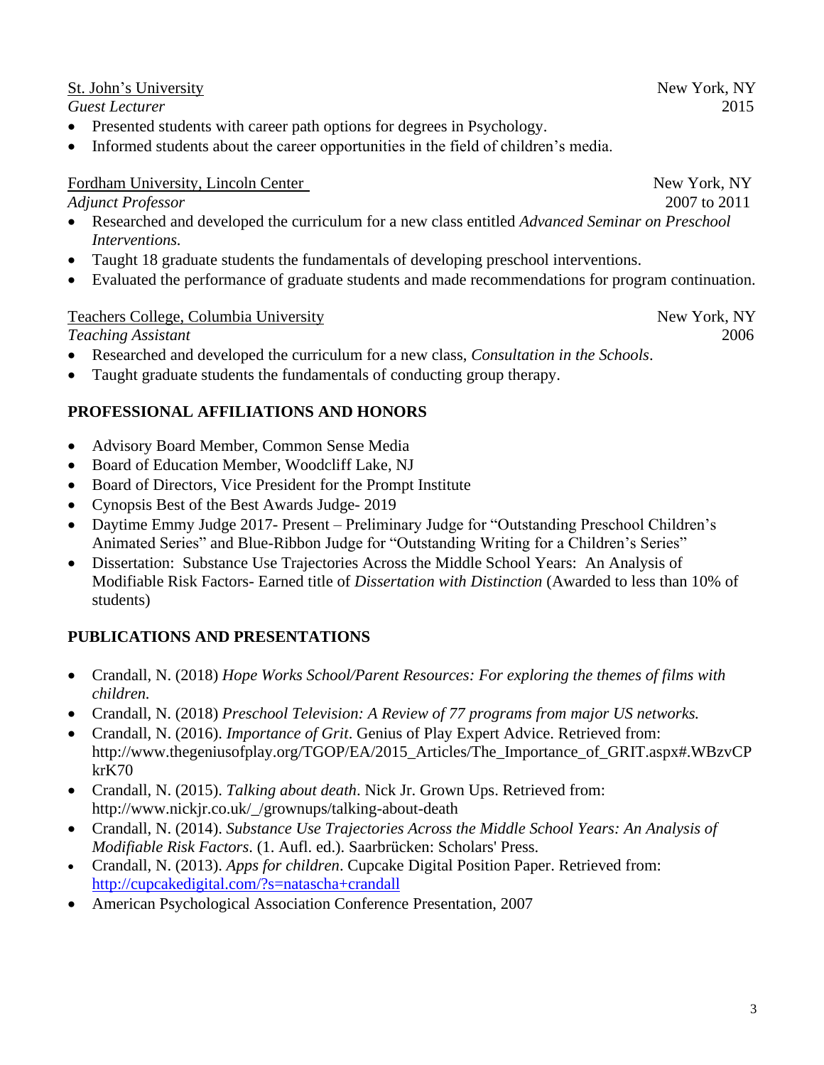St. John's University — New York, NY
*Guest Lecturer* — 2015

- Presented students with career path options for degrees in Psychology.
- Informed students about the career opportunities in the field of children's media.

Fordham University, Lincoln Center — New York, NY
*Adjunct Professor* — 2007 to 2011

- Researched and developed the curriculum for a new class entitled *Advanced Seminar on Preschool Interventions.*
- Taught 18 graduate students the fundamentals of developing preschool interventions.
- Evaluated the performance of graduate students and made recommendations for program continuation.

Teachers College, Columbia University — New York, NY
*Teaching Assistant* — 2006

- Researched and developed the curriculum for a new class, *Consultation in the Schools*.
- Taught graduate students the fundamentals of conducting group therapy.

## PROFESSIONAL AFFILIATIONS AND HONORS

- Advisory Board Member, Common Sense Media
- Board of Education Member, Woodcliff Lake, NJ
- Board of Directors, Vice President for the Prompt Institute
- Cynopsis Best of the Best Awards Judge- 2019
- Daytime Emmy Judge 2017- Present – Preliminary Judge for "Outstanding Preschool Children's Animated Series" and Blue-Ribbon Judge for "Outstanding Writing for a Children's Series"
- Dissertation: Substance Use Trajectories Across the Middle School Years: An Analysis of Modifiable Risk Factors- Earned title of *Dissertation with Distinction* (Awarded to less than 10% of students)

## PUBLICATIONS AND PRESENTATIONS

- Crandall, N. (2018) *Hope Works School/Parent Resources: For exploring the themes of films with children.*
- Crandall, N. (2018) *Preschool Television: A Review of 77 programs from major US networks.*
- Crandall, N. (2016). *Importance of Grit*. Genius of Play Expert Advice. Retrieved from: http://www.thegeniusofplay.org/TGOP/EA/2015_Articles/The_Importance_of_GRIT.aspx#.WBzvCPkrK70
- Crandall, N. (2015). *Talking about death*. Nick Jr. Grown Ups. Retrieved from: http://www.nickjr.co.uk/_/grownups/talking-about-death
- Crandall, N. (2014). *Substance Use Trajectories Across the Middle School Years: An Analysis of Modifiable Risk Factors*. (1. Aufl. ed.). Saarbrücken: Scholars' Press.
- Crandall, N. (2013). *Apps for children*. Cupcake Digital Position Paper. Retrieved from: http://cupcakedigital.com/?s=natascha+crandall
- American Psychological Association Conference Presentation, 2007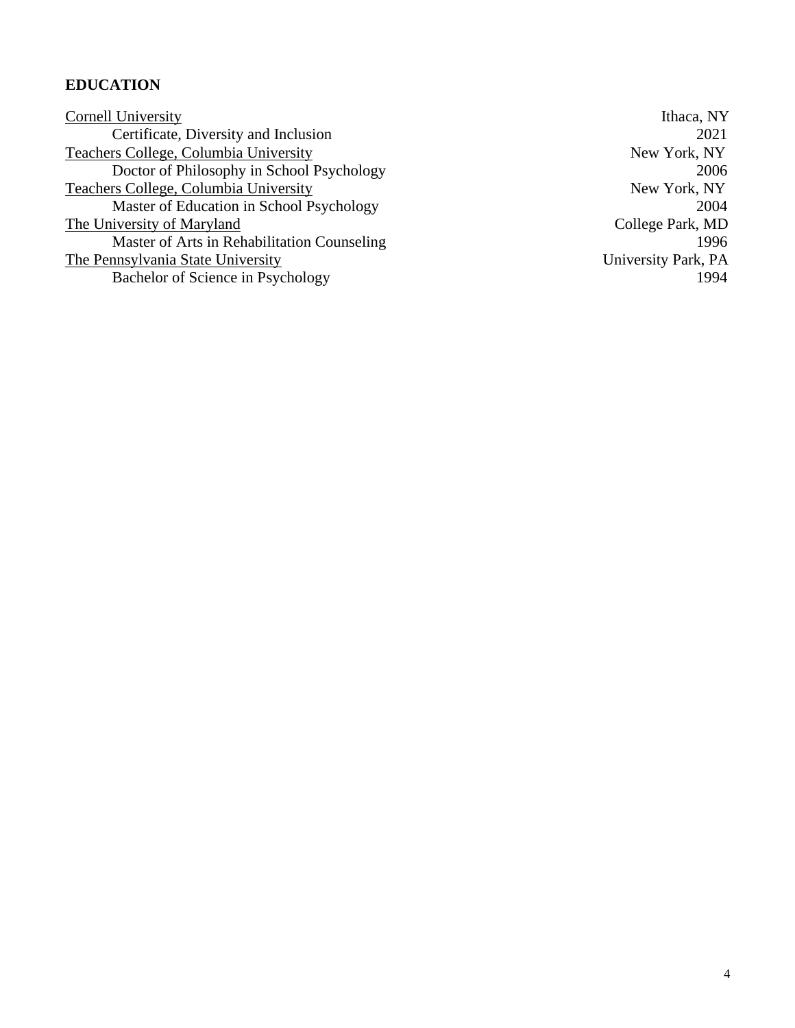## EDUCATION

<u>Cornell University</u> — Ithaca, NY
Certificate, Diversity and Inclusion — 2021

<u>Teachers College, Columbia University</u> — New York, NY
Doctor of Philosophy in School Psychology — 2006

<u>Teachers College, Columbia University</u> — New York, NY
Master of Education in School Psychology — 2004

<u>The University of Maryland</u> — College Park, MD
Master of Arts in Rehabilitation Counseling — 1996

<u>The Pennsylvania State University</u> — University Park, PA
Bachelor of Science in Psychology — 1994